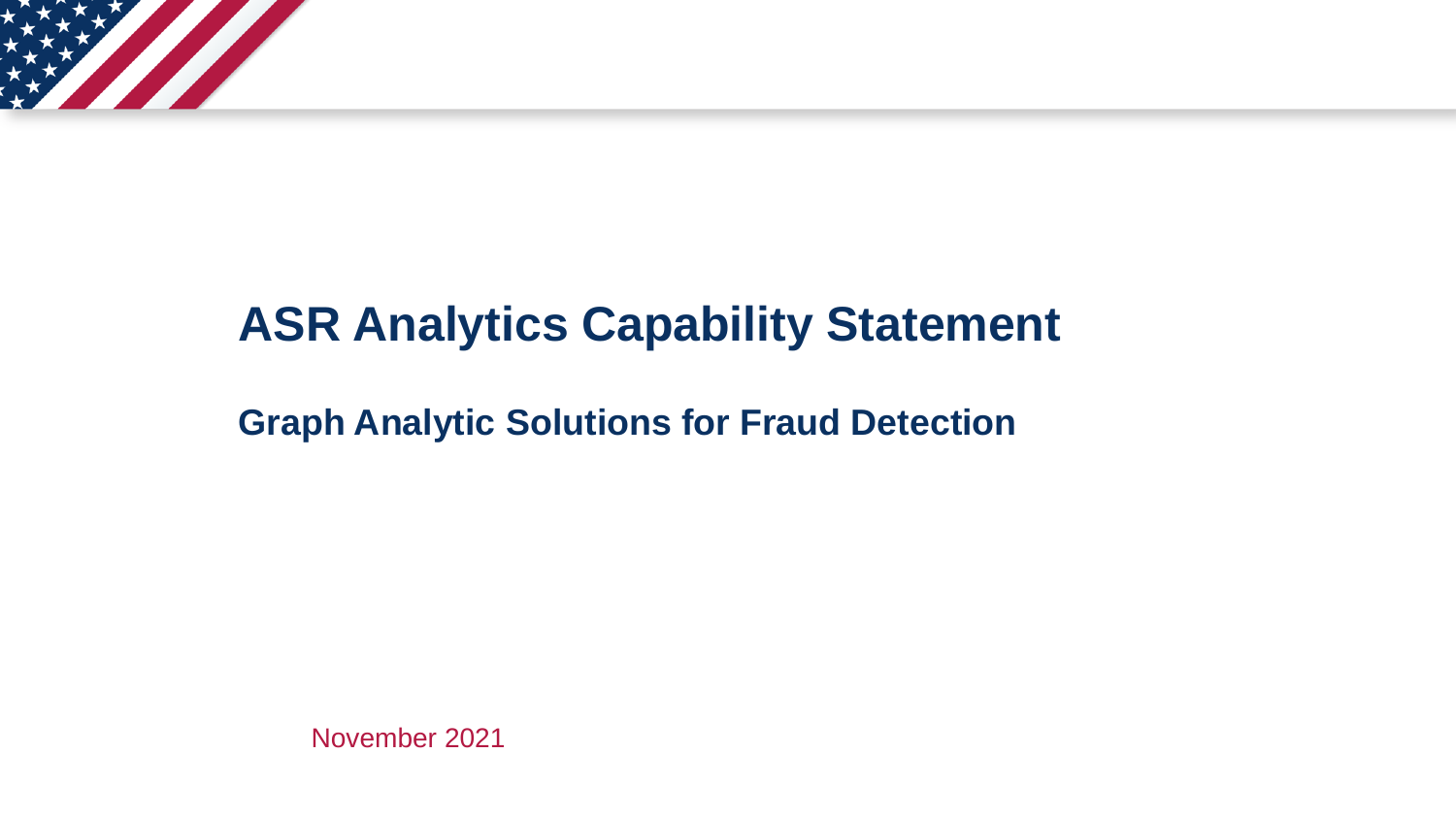# ASR Analytics Capability Statement

## Graph Analytic Solutions for Fraud Detection

November 2021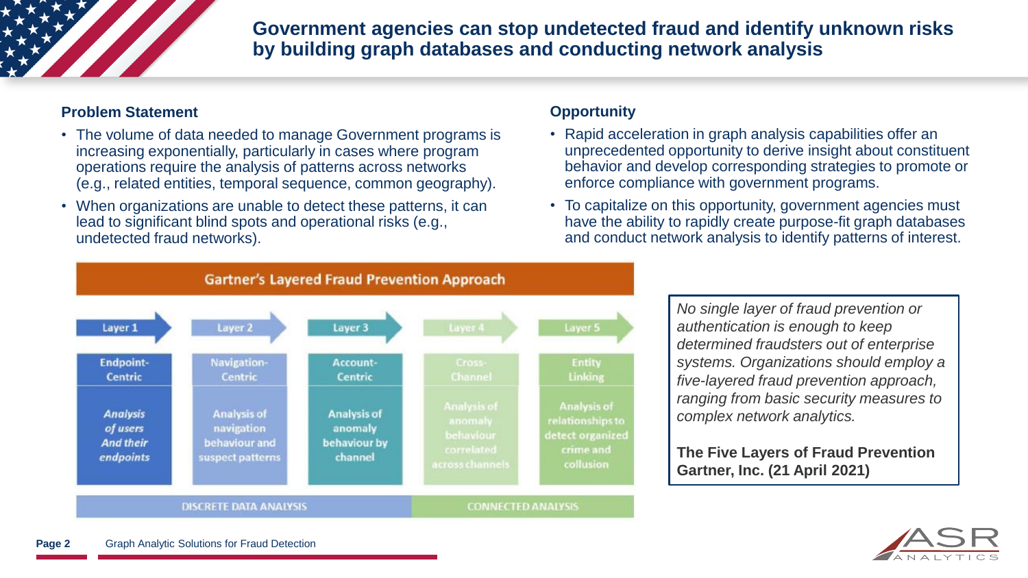# Government agencies can stop undetected fraud and identify unknown risks by building graph databases and conducting network analysis

## Problem Statement

- The volume of data needed to manage Government programs is increasing exponentially, particularly in cases where program operations require the analysis of patterns across networks (e.g., related entities, temporal sequence, common geography).
- When organizations are unable to detect these patterns, it can lead to significant blind spots and operational risks (e.g., undetected fraud networks).

## Opportunity

- Rapid acceleration in graph analysis capabilities offer an unprecedented opportunity to derive insight about constituent behavior and develop corresponding strategies to promote or enforce compliance with government programs.
- To capitalize on this opportunity, government agencies must have the ability to rapidly create purpose-fit graph databases and conduct network analysis to identify patterns of interest.

### Gartner's Layered Fraud Prevention Approach

| Layer 1 | Layer 2 | Layer 3 | Layer 4 | Layer 5 |
|---|---|---|---|---|
| Endpoint-Centric | Navigation-Centric | Account-Centric | Cross-Channel | Entity Linking |
| *Analysis of users And their endpoints* | Analysis of navigation behaviour and suspect patterns | Analysis of anomaly behaviour by channel | Analysis of anomaly behaviour correlated across channels | Analysis of relationships to detect organized crime and collusion |
| DISCRETE DATA ANALYSIS | | | CONNECTED ANALYSIS | |

*No single layer of fraud prevention or authentication is enough to keep determined fraudsters out of enterprise systems. Organizations should employ a five-layered fraud prevention approach, ranging from basic security measures to complex network analytics.*

**The Five Layers of Fraud Prevention Gartner, Inc. (21 April 2021)**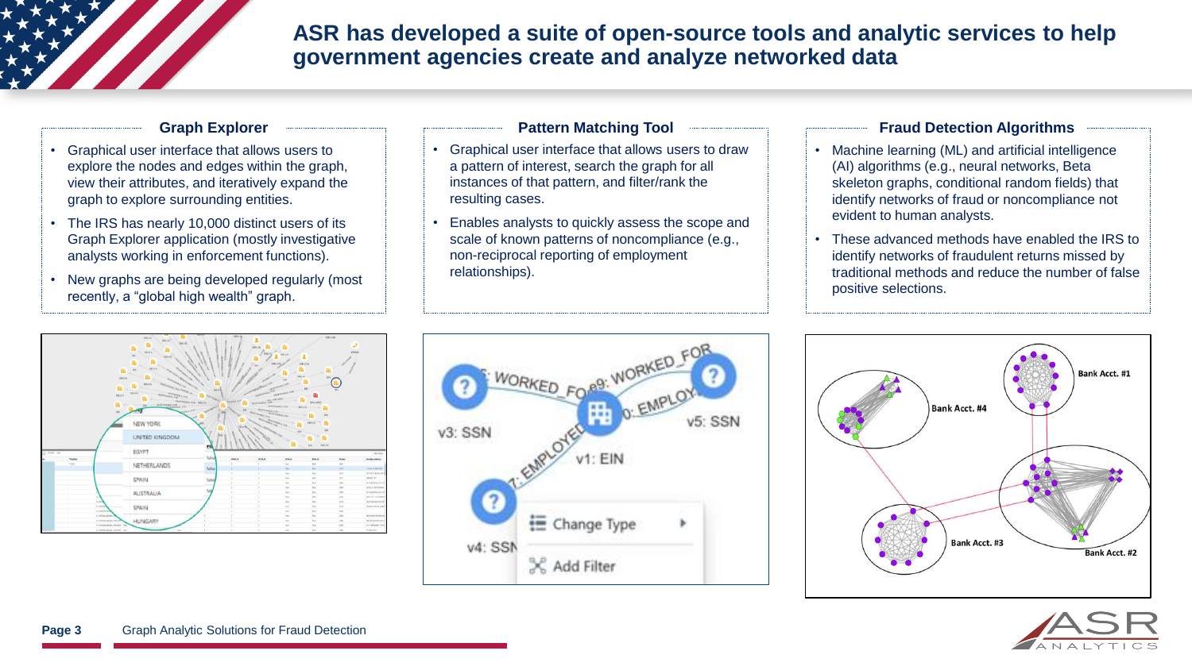# ASR has developed a suite of open-source tools and analytic services to help government agencies create and analyze networked data

## Graph Explorer

- Graphical user interface that allows users to explore the nodes and edges within the graph, view their attributes, and iteratively expand the graph to explore surrounding entities.
- The IRS has nearly 10,000 distinct users of its Graph Explorer application (mostly investigative analysts working in enforcement functions).
- New graphs are being developed regularly (most recently, a "global high wealth" graph.

## Pattern Matching Tool

- Graphical user interface that allows users to draw a pattern of interest, search the graph for all instances of that pattern, and filter/rank the resulting cases.
- Enables analysts to quickly assess the scope and scale of known patterns of noncompliance (e.g., non-reciprocal reporting of employment relationships).

## Fraud Detection Algorithms

- Machine learning (ML) and artificial intelligence (AI) algorithms (e.g., neural networks, Beta skeleton graphs, conditional random fields) that identify networks of fraud or noncompliance not evident to human analysts.
- These advanced methods have enabled the IRS to identify networks of fraudulent returns missed by traditional methods and reduce the number of false positive selections.

NEW YORK
UNITED KINGDOM
EGYPT
NETHERLANDS
SPAIN
AUSTRALIA
SPAIN
HUNGARY

v3: SSN
v5: SSN
v1: EIN
v4: SSN
WORKED_FOR
EMPLOYED
Change Type
Add Filter

Bank Acct. #1
Bank Acct. #4
Bank Acct. #3
Bank Acct. #2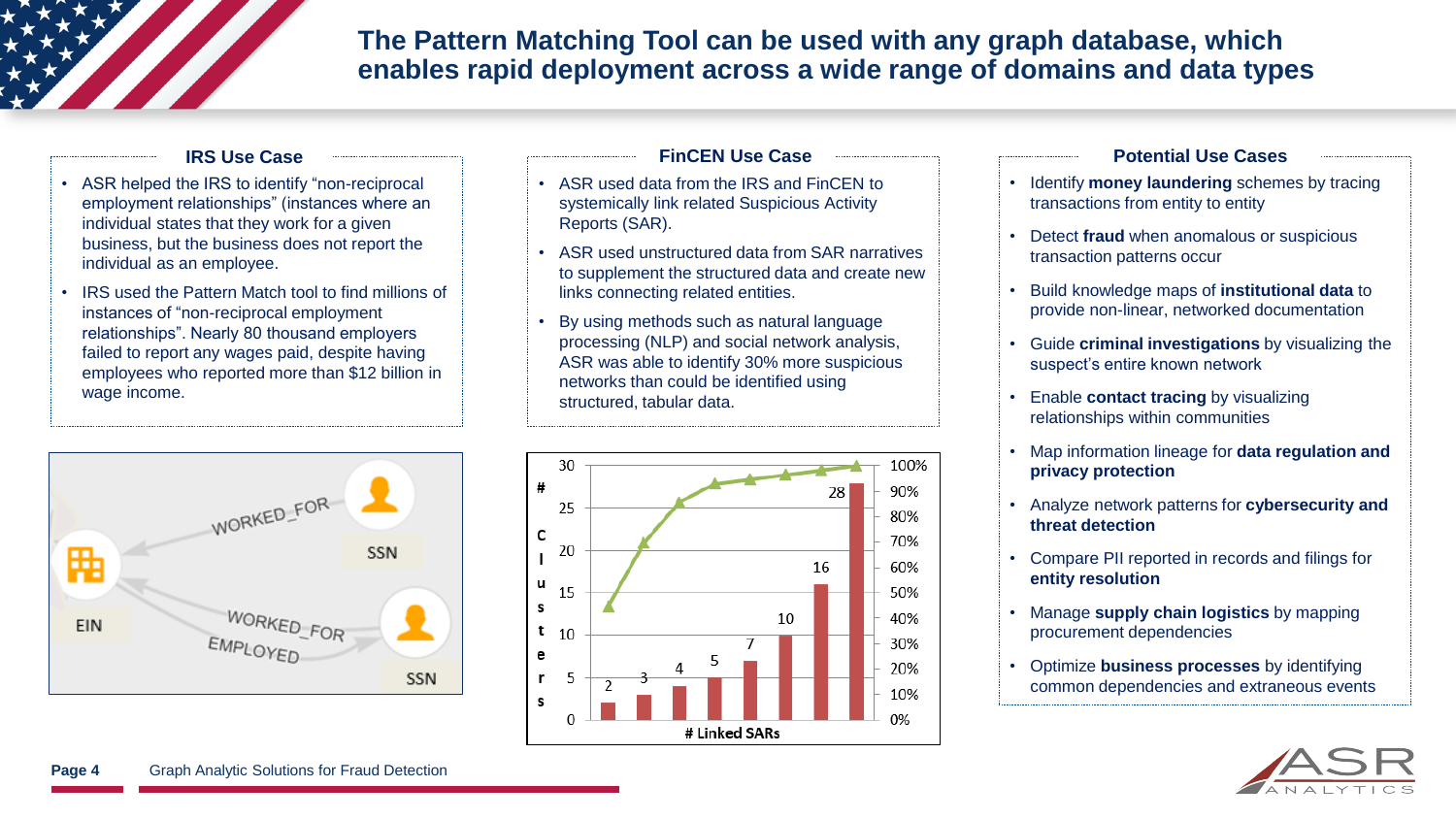# The Pattern Matching Tool can be used with any graph database, which enables rapid deployment across a wide range of domains and data types

## IRS Use Case

- ASR helped the IRS to identify "non-reciprocal employment relationships" (instances where an individual states that they work for a given business, but the business does not report the individual as an employee.
- IRS used the Pattern Match tool to find millions of instances of "non-reciprocal employment relationships". Nearly 80 thousand employers failed to report any wages paid, despite having employees who reported more than $12 billion in wage income.

WORKED_FOR
SSN
EIN
WORKED_FOR
EMPLOYED
SSN

## FinCEN Use Case

- ASR used data from the IRS and FinCEN to systemically link related Suspicious Activity Reports (SAR).
- ASR used unstructured data from SAR narratives to supplement the structured data and create new links connecting related entities.
- By using methods such as natural language processing (NLP) and social network analysis, ASR was able to identify 30% more suspicious networks than could be identified using structured, tabular data.

# Clusters
30
25
20
15
10
5
0
100%
90%
80%
70%
60%
50%
40%
30%
20%
10%
0%
2
3
4
5
7
10
16
28
# Linked SARs

## Potential Use Cases

- Identify **money laundering** schemes by tracing transactions from entity to entity
- Detect **fraud** when anomalous or suspicious transaction patterns occur
- Build knowledge maps of **institutional data** to provide non-linear, networked documentation
- Guide **criminal investigations** by visualizing the suspect's entire known network
- Enable **contact tracing** by visualizing relationships within communities
- Map information lineage for **data regulation and privacy protection**
- Analyze network patterns for **cybersecurity and threat detection**
- Compare PII reported in records and filings for **entity resolution**
- Manage **supply chain logistics** by mapping procurement dependencies
- Optimize **business processes** by identifying common dependencies and extraneous events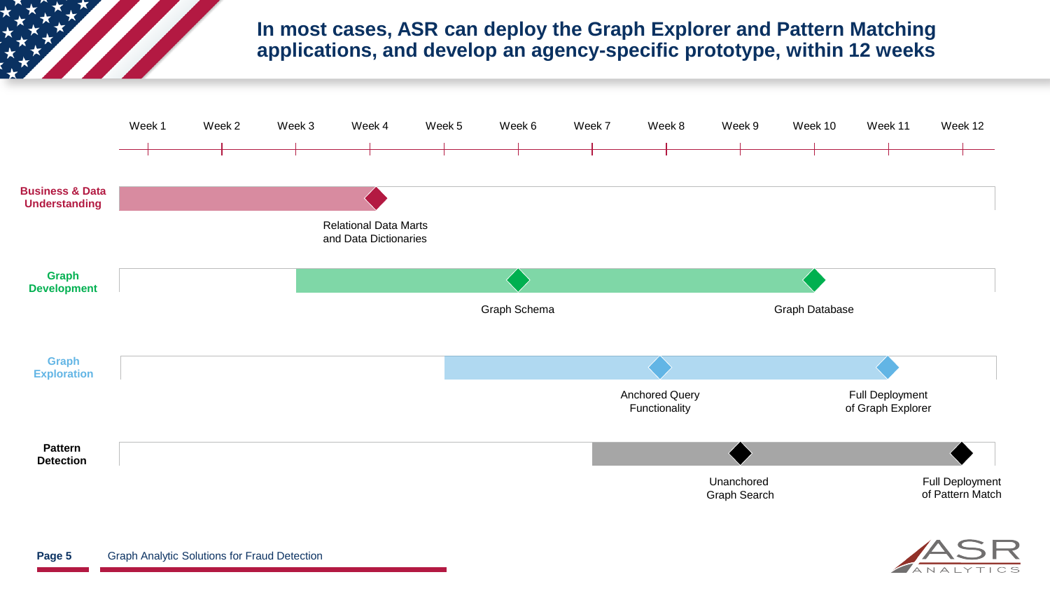# In most cases, ASR can deploy the Graph Explorer and Pattern Matching applications, and develop an agency-specific prototype, within 12 weeks

Week 1
Week 2
Week 3
Week 4
Week 5
Week 6
Week 7
Week 8
Week 9
Week 10
Week 11
Week 12

**Business & Data Understanding**

Relational Data Marts and Data Dictionaries

**Graph Development**

Graph Schema

Graph Database

**Graph Exploration**

Anchored Query Functionality

Full Deployment of Graph Explorer

**Pattern Detection**

Unanchored Graph Search

Full Deployment of Pattern Match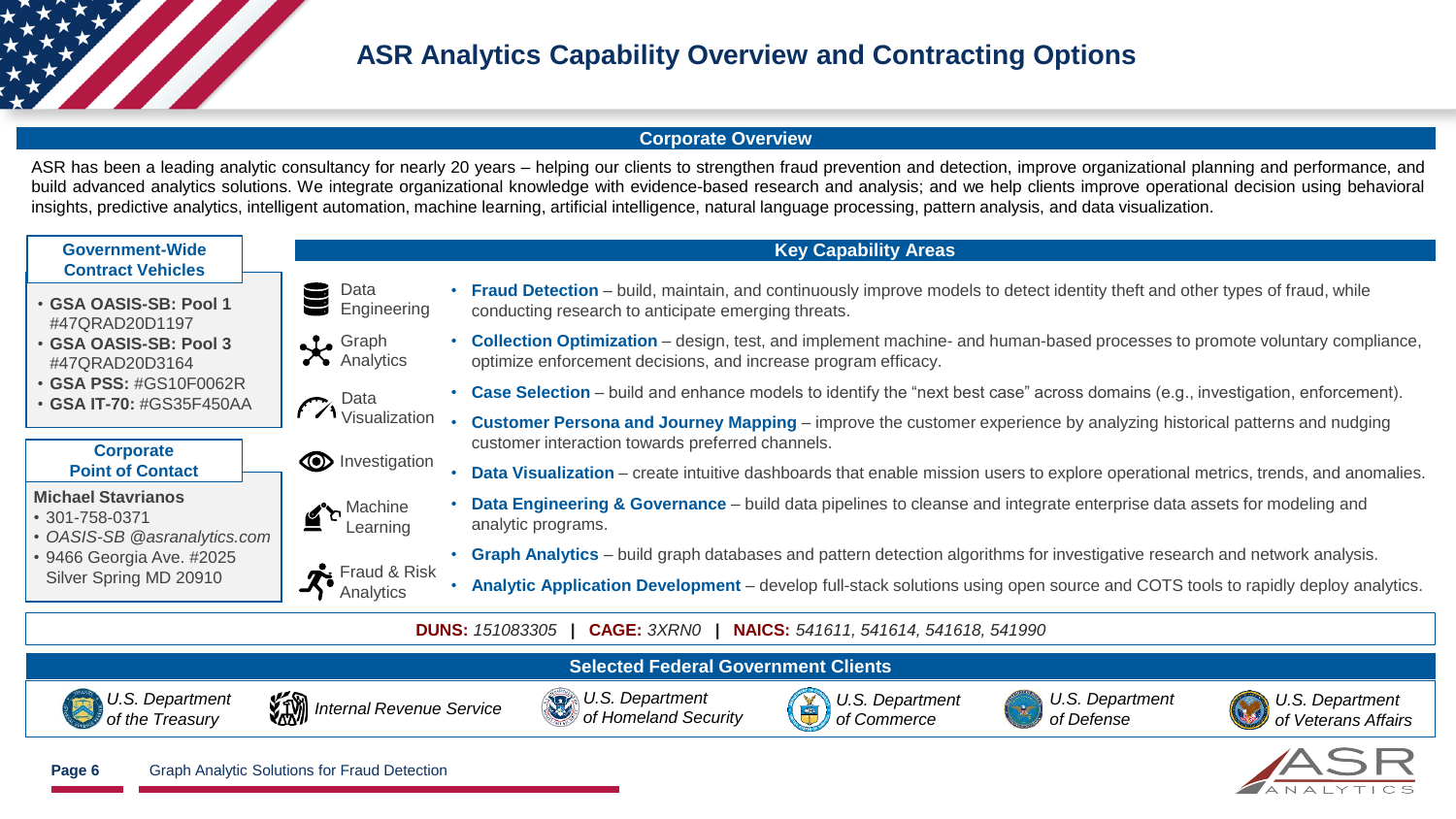# ASR Analytics Capability Overview and Contracting Options

## Corporate Overview

ASR has been a leading analytic consultancy for nearly 20 years – helping our clients to strengthen fraud prevention and detection, improve organizational planning and performance, and build advanced analytics solutions. We integrate organizational knowledge with evidence-based research and analysis; and we help clients improve operational decision using behavioral insights, predictive analytics, intelligent automation, machine learning, artificial intelligence, natural language processing, pattern analysis, and data visualization.

### Government-Wide Contract Vehicles

- **GSA OASIS-SB: Pool 1** #47QRAD20D1197
- **GSA OASIS-SB: Pool 3** #47QRAD20D3164
- **GSA PSS:** #GS10F0062R
- **GSA IT-70:** #GS35F450AA

### Corporate Point of Contact

**Michael Stavrianos**

- 301-758-0371
- *OASIS-SB @asranalytics.com*
- 9466 Georgia Ave. #2025 Silver Spring MD 20910

### Key Capability Areas

Data Engineering

Graph Analytics

Data Visualization

Investigation

Machine Learning

Fraud & Risk Analytics

- **Fraud Detection** – build, maintain, and continuously improve models to detect identity theft and other types of fraud, while conducting research to anticipate emerging threats.
- **Collection Optimization** – design, test, and implement machine- and human-based processes to promote voluntary compliance, optimize enforcement decisions, and increase program efficacy.
- **Case Selection** – build and enhance models to identify the "next best case" across domains (e.g., investigation, enforcement).
- **Customer Persona and Journey Mapping** – improve the customer experience by analyzing historical patterns and nudging customer interaction towards preferred channels.
- **Data Visualization** – create intuitive dashboards that enable mission users to explore operational metrics, trends, and anomalies.
- **Data Engineering & Governance** – build data pipelines to cleanse and integrate enterprise data assets for modeling and analytic programs.
- **Graph Analytics** – build graph databases and pattern detection algorithms for investigative research and network analysis.
- **Analytic Application Development** – develop full-stack solutions using open source and COTS tools to rapidly deploy analytics.

**DUNS:** *151083305* | **CAGE:** *3XRN0* | **NAICS:** *541611, 541614, 541618, 541990*

### Selected Federal Government Clients

*U.S. Department of the Treasury*

*Internal Revenue Service*

*U.S. Department of Homeland Security*

*U.S. Department of Commerce*

*U.S. Department of Defense*

*U.S. Department of Veterans Affairs*